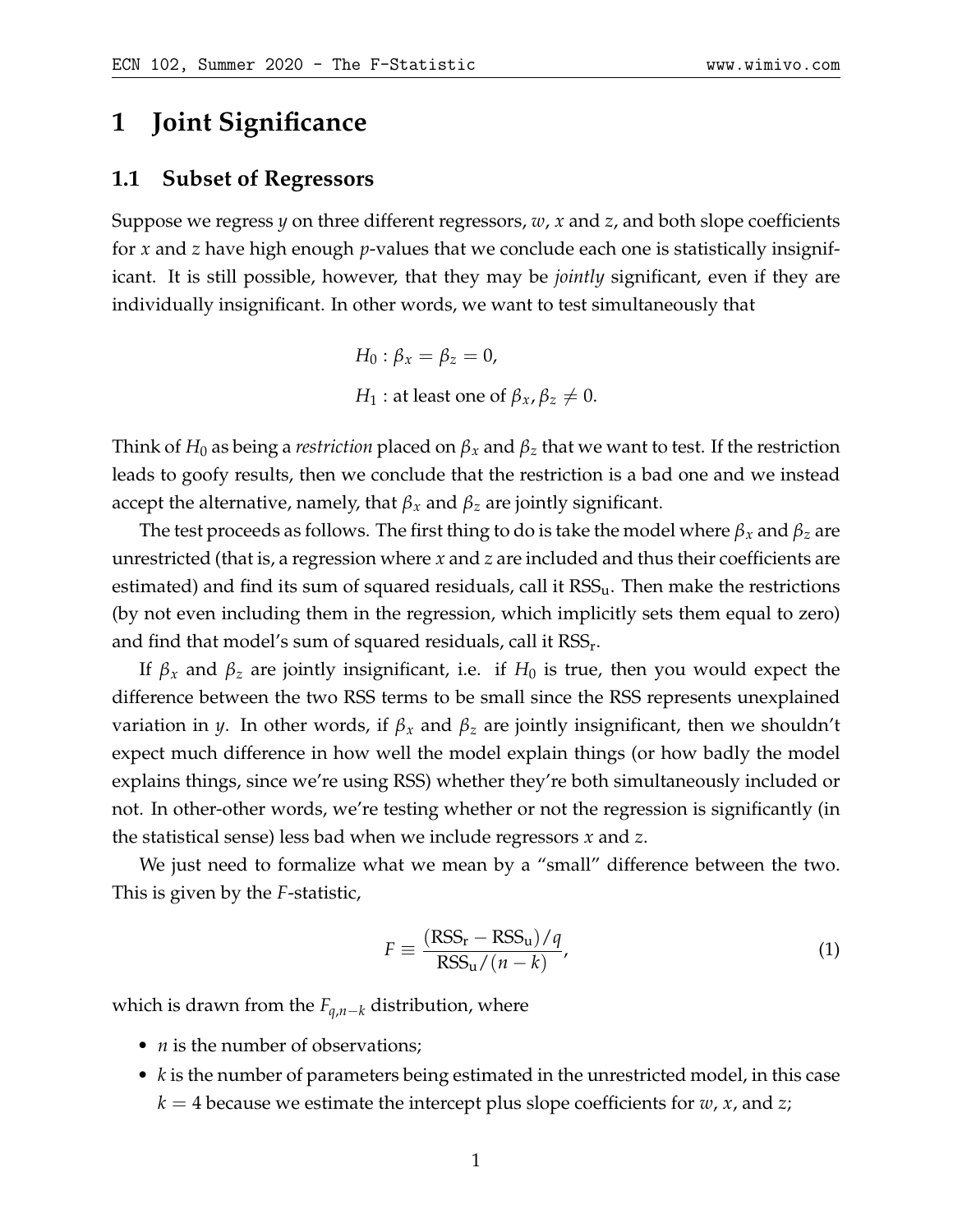# 1 Joint Significance

## 1.1 Subset of Regressors

Suppose we regress $y$ on three different regressors, $w$, $x$ and $z$, and both slope coefficients for $x$ and $z$ have high enough $p$-values that we conclude each one is statistically insignificant. It is still possible, however, that they may be *jointly* significant, even if they are individually insignificant. In other words, we want to test simultaneously that

$$H_0 : \beta_x = \beta_z = 0,$$
$$H_1 : \text{at least one of } \beta_x, \beta_z \neq 0.$$

Think of $H_0$ as being a *restriction* placed on $\beta_x$ and $\beta_z$ that we want to test. If the restriction leads to goofy results, then we conclude that the restriction is a bad one and we instead accept the alternative, namely, that $\beta_x$ and $\beta_z$ are jointly significant.

The test proceeds as follows. The first thing to do is take the model where $\beta_x$ and $\beta_z$ are unrestricted (that is, a regression where $x$ and $z$ are included and thus their coefficients are estimated) and find its sum of squared residuals, call it $\text{RSS}_\text{u}$. Then make the restrictions (by not even including them in the regression, which implicitly sets them equal to zero) and find that model's sum of squared residuals, call it $\text{RSS}_\text{r}$.

If $\beta_x$ and $\beta_z$ are jointly insignificant, i.e. if $H_0$ is true, then you would expect the difference between the two RSS terms to be small since the RSS represents unexplained variation in $y$. In other words, if $\beta_x$ and $\beta_z$ are jointly insignificant, then we shouldn't expect much difference in how well the model explain things (or how badly the model explains things, since we're using RSS) whether they're both simultaneously included or not. In other-other words, we're testing whether or not the regression is significantly (in the statistical sense) less bad when we include regressors $x$ and $z$.

We just need to formalize what we mean by a "small" difference between the two. This is given by the $F$-statistic,

$$F \equiv \frac{(\text{RSS}_\text{r} - \text{RSS}_\text{u})/q}{\text{RSS}_\text{u}/(n-k)}, \tag{1}$$

which is drawn from the $F_{q,n-k}$ distribution, where

- $n$ is the number of observations;
- $k$ is the number of parameters being estimated in the unrestricted model, in this case $k = 4$ because we estimate the intercept plus slope coefficients for $w$, $x$, and $z$;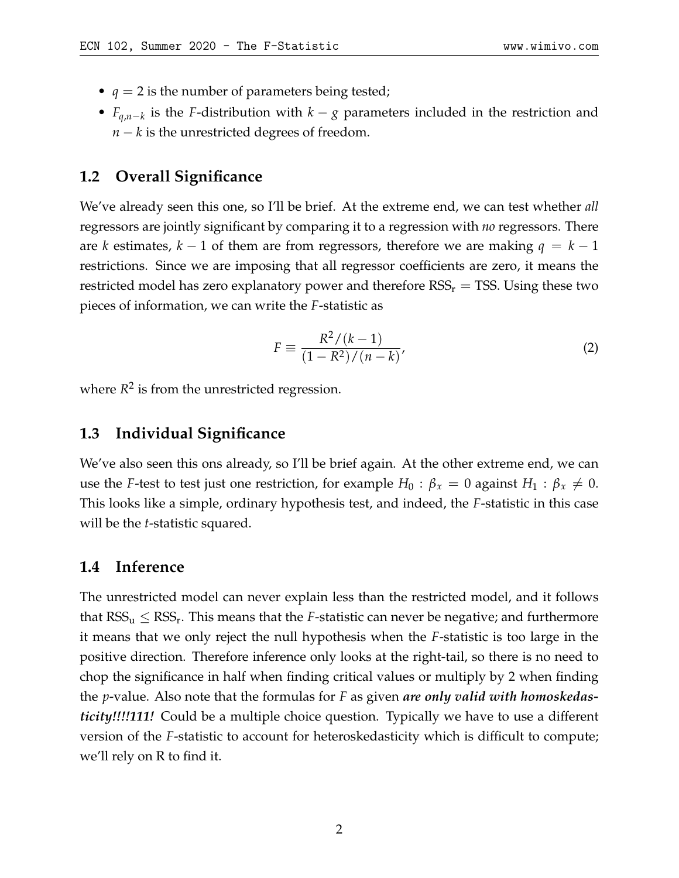- $q = 2$ is the number of parameters being tested;
- $F_{q,n-k}$ is the $F$-distribution with $k - g$ parameters included in the restriction and $n - k$ is the unrestricted degrees of freedom.

## 1.2 Overall Significance

We've already seen this one, so I'll be brief. At the extreme end, we can test whether *all* regressors are jointly significant by comparing it to a regression with *no* regressors. There are $k$ estimates, $k - 1$ of them are from regressors, therefore we are making $q = k - 1$ restrictions. Since we are imposing that all regressor coefficients are zero, it means the restricted model has zero explanatory power and therefore $\text{RSS}_\text{r} = \text{TSS}$. Using these two pieces of information, we can write the $F$-statistic as

$$F \equiv \frac{R^2/(k-1)}{(1-R^2)/(n-k)}, \tag{2}$$

where $R^2$ is from the unrestricted regression.

## 1.3 Individual Significance

We've also seen this ons already, so I'll be brief again. At the other extreme end, we can use the $F$-test to test just one restriction, for example $H_0 : \beta_x = 0$ against $H_1 : \beta_x \neq 0$. This looks like a simple, ordinary hypothesis test, and indeed, the $F$-statistic in this case will be the $t$-statistic squared.

## 1.4 Inference

The unrestricted model can never explain less than the restricted model, and it follows that $\text{RSS}_\text{u} \leq \text{RSS}_\text{r}$. This means that the $F$-statistic can never be negative; and furthermore it means that we only reject the null hypothesis when the $F$-statistic is too large in the positive direction. Therefore inference only looks at the right-tail, so there is no need to chop the significance in half when finding critical values or multiply by 2 when finding the $p$-value. Also note that the formulas for $F$ as given ***are only valid with homoskedasticity!!!!111!*** Could be a multiple choice question. Typically we have to use a different version of the $F$-statistic to account for heteroskedasticity which is difficult to compute; we'll rely on R to find it.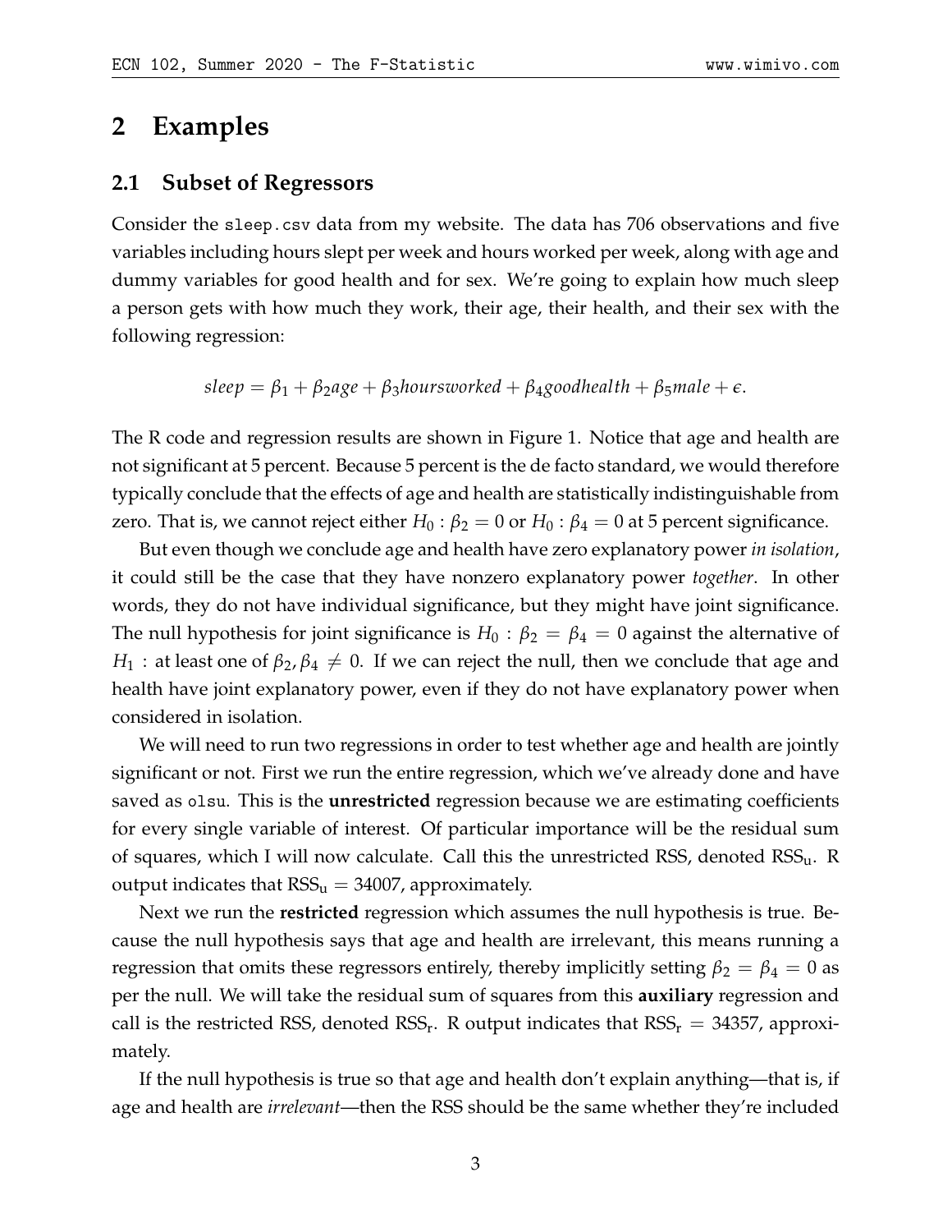# 2 Examples

## 2.1 Subset of Regressors

Consider the `sleep.csv` data from my website. The data has 706 observations and five variables including hours slept per week and hours worked per week, along with age and dummy variables for good health and for sex. We're going to explain how much sleep a person gets with how much they work, their age, their health, and their sex with the following regression:

$$sleep = \beta_1 + \beta_2 age + \beta_3 hoursworked + \beta_4 goodhealth + \beta_5 male + \epsilon.$$

The R code and regression results are shown in Figure 1. Notice that age and health are not significant at 5 percent. Because 5 percent is the de facto standard, we would therefore typically conclude that the effects of age and health are statistically indistinguishable from zero. That is, we cannot reject either $H_0 : \beta_2 = 0$ or $H_0 : \beta_4 = 0$ at 5 percent significance.

But even though we conclude age and health have zero explanatory power *in isolation*, it could still be the case that they have nonzero explanatory power *together*. In other words, they do not have individual significance, but they might have joint significance. The null hypothesis for joint significance is $H_0 : \beta_2 = \beta_4 = 0$ against the alternative of $H_1$ : at least one of $\beta_2, \beta_4 \neq 0$. If we can reject the null, then we conclude that age and health have joint explanatory power, even if they do not have explanatory power when considered in isolation.

We will need to run two regressions in order to test whether age and health are jointly significant or not. First we run the entire regression, which we've already done and have saved as `olsu`. This is the **unrestricted** regression because we are estimating coefficients for every single variable of interest. Of particular importance will be the residual sum of squares, which I will now calculate. Call this the unrestricted RSS, denoted $\text{RSS}_\text{u}$. R output indicates that $\text{RSS}_\text{u} = 34007$, approximately.

Next we run the **restricted** regression which assumes the null hypothesis is true. Because the null hypothesis says that age and health are irrelevant, this means running a regression that omits these regressors entirely, thereby implicitly setting $\beta_2 = \beta_4 = 0$ as per the null. We will take the residual sum of squares from this **auxiliary** regression and call is the restricted RSS, denoted $\text{RSS}_\text{r}$. R output indicates that $\text{RSS}_\text{r} = 34357$, approximately.

If the null hypothesis is true so that age and health don't explain anything—that is, if age and health are *irrelevant*—then the RSS should be the same whether they're included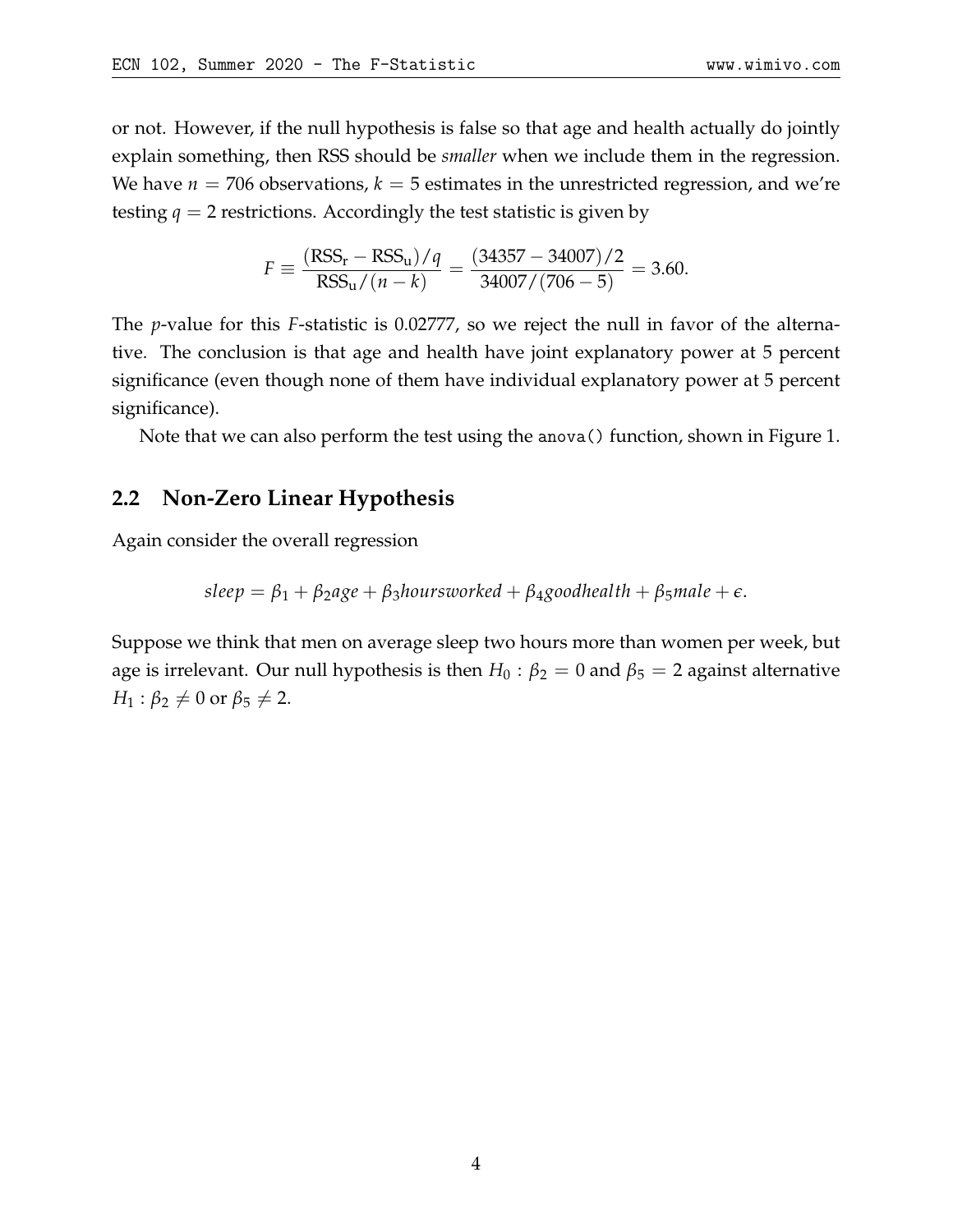or not. However, if the null hypothesis is false so that age and health actually do jointly explain something, then RSS should be *smaller* when we include them in the regression. We have $n = 706$ observations, $k = 5$ estimates in the unrestricted regression, and we're testing $q = 2$ restrictions. Accordingly the test statistic is given by

$$F \equiv \frac{(\text{RSS}_\text{r} - \text{RSS}_\text{u})/q}{\text{RSS}_\text{u}/(n-k)} = \frac{(34357 - 34007)/2}{34007/(706-5)} = 3.60.$$

The $p$-value for this $F$-statistic is 0.02777, so we reject the null in favor of the alternative. The conclusion is that age and health have joint explanatory power at 5 percent significance (even though none of them have individual explanatory power at 5 percent significance).

Note that we can also perform the test using the `anova()` function, shown in Figure 1.

## 2.2 Non-Zero Linear Hypothesis

Again consider the overall regression

$$sleep = \beta_1 + \beta_2 age + \beta_3 hoursworked + \beta_4 goodhealth + \beta_5 male + \epsilon.$$

Suppose we think that men on average sleep two hours more than women per week, but age is irrelevant. Our null hypothesis is then $H_0 : \beta_2 = 0$ and $\beta_5 = 2$ against alternative $H_1 : \beta_2 \neq 0$ or $\beta_5 \neq 2$.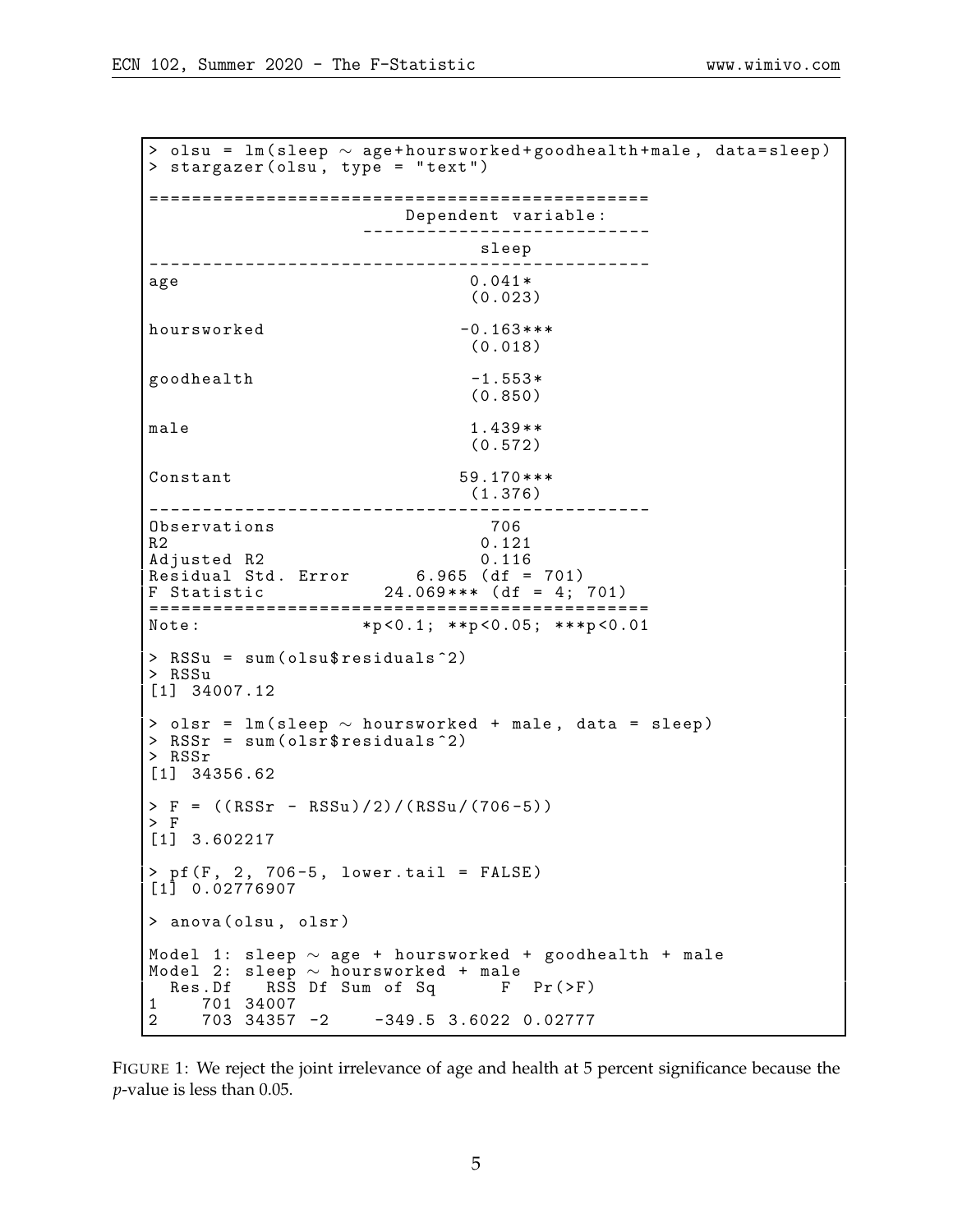```
> olsu = lm(sleep ~ age+hoursworked+goodhealth+male, data=sleep)
> stargazer(olsu, type = "text")

================================================
                        Dependent variable:
                    ---------------------------
                               sleep
------------------------------------------------
age                           0.041*
                             (0.023)

hoursworked                  -0.163***
                             (0.018)

goodhealth                   -1.553*
                             (0.850)

male                          1.439**
                             (0.572)

Constant                     59.170***
                             (1.376)

------------------------------------------------
Observations                   706
R2                            0.121
Adjusted R2                   0.116
Residual Std. Error      6.965 (df = 701)
F Statistic            24.069*** (df = 4; 701)
================================================
Note:                 *p<0.1; **p<0.05; ***p<0.01

> RSSu = sum(olsu$residuals^2)
> RSSu
[1] 34007.12

> olsr = lm(sleep ~ hoursworked + male, data = sleep)
> RSSr = sum(olsr$residuals^2)
> RSSr
[1] 34356.62

> F = ((RSSr - RSSu)/2)/(RSSu/(706-5))
> F
[1] 3.602217

> pf(F, 2, 706-5, lower.tail = FALSE)
[1] 0.02776907

> anova(olsu, olsr)

Model 1: sleep ~ age + hoursworked + goodhealth + male
Model 2: sleep ~ hoursworked + male
  Res.Df   RSS Df Sum of Sq      F  Pr(>F)
1    701 34007
2    703 34357 -2    -349.5 3.6022 0.02777
```

FIGURE 1: We reject the joint irrelevance of age and health at 5 percent significance because the $p$-value is less than 0.05.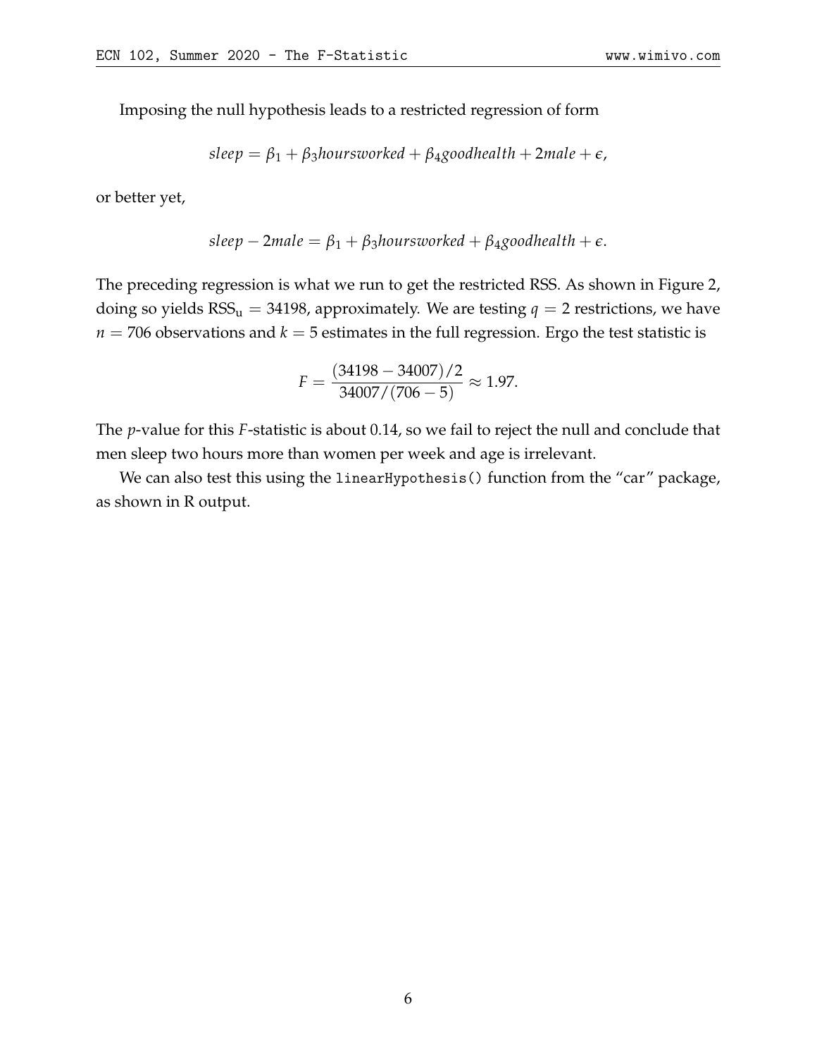Imposing the null hypothesis leads to a restricted regression of form

$$sleep = \beta_1 + \beta_3 hoursworked + \beta_4 goodhealth + 2male + \epsilon,$$

or better yet,

$$sleep - 2male = \beta_1 + \beta_3 hoursworked + \beta_4 goodhealth + \epsilon.$$

The preceding regression is what we run to get the restricted RSS. As shown in Figure 2, doing so yields $\text{RSS}_\text{u} = 34198$, approximately. We are testing $q = 2$ restrictions, we have $n = 706$ observations and $k = 5$ estimates in the full regression. Ergo the test statistic is

$$F = \frac{(34198 - 34007)/2}{34007/(706 - 5)} \approx 1.97.$$

The $p$-value for this $F$-statistic is about 0.14, so we fail to reject the null and conclude that men sleep two hours more than women per week and age is irrelevant.

We can also test this using the `linearHypothesis()` function from the "car" package, as shown in R output.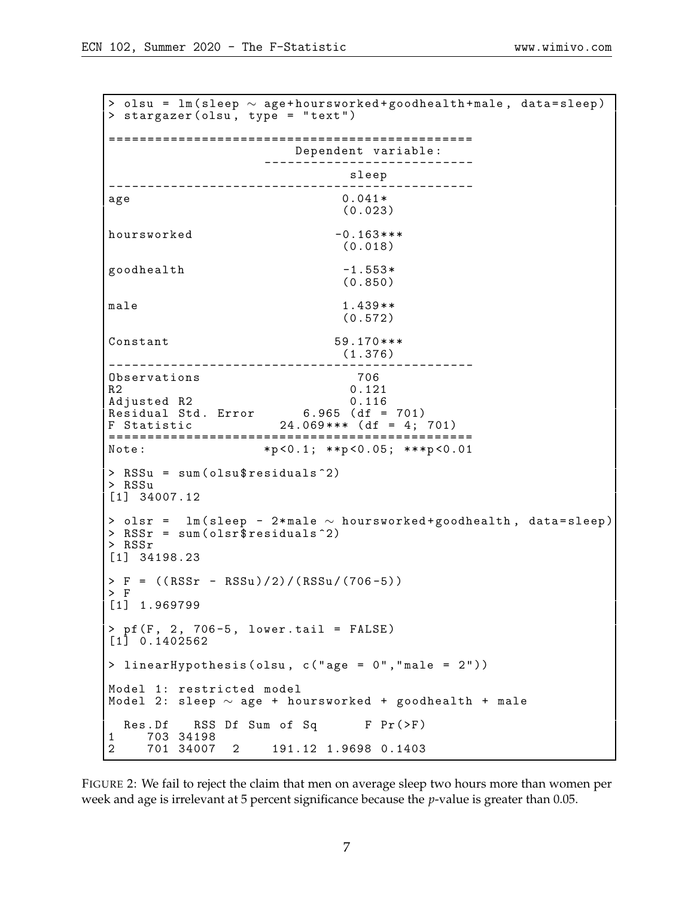```
> olsu = lm(sleep ~ age+hoursworked+goodhealth+male, data=sleep)
> stargazer(olsu, type = "text")

===============================================
                     Dependent variable:
                 ---------------------------
                            sleep
-----------------------------------------------
age                         0.041*
                           (0.023)

hoursworked               -0.163***
                           (0.018)

goodhealth                 -1.553*
                           (0.850)

male                        1.439**
                           (0.572)

Constant                   59.170***
                           (1.376)

-----------------------------------------------
Observations                 706
R2                          0.121
Adjusted R2                 0.116
Residual Std. Error    6.965 (df = 701)
F Statistic          24.069*** (df = 4; 701)
===============================================
Note:               *p<0.1; **p<0.05; ***p<0.01

> RSSu = sum(olsu$residuals^2)
> RSSu
[1] 34007.12

> olsr =  lm(sleep - 2*male ~ hoursworked+goodhealth, data=sleep)
> RSSr = sum(olsr$residuals^2)
> RSSr
[1] 34198.23

> F = ((RSSr - RSSu)/2)/(RSSu/(706-5))
> F
[1] 1.969799

> pf(F, 2, 706-5, lower.tail = FALSE)
[1] 0.1402562

> linearHypothesis(olsu, c("age = 0","male = 2"))

Model 1: restricted model
Model 2: sleep ~ age + hoursworked + goodhealth + male

  Res.Df   RSS Df Sum of Sq      F Pr(>F)
1    703 34198
2    701 34007  2    191.12 1.9698 0.1403
```

FIGURE 2: We fail to reject the claim that men on average sleep two hours more than women per week and age is irrelevant at 5 percent significance because the $p$-value is greater than 0.05.